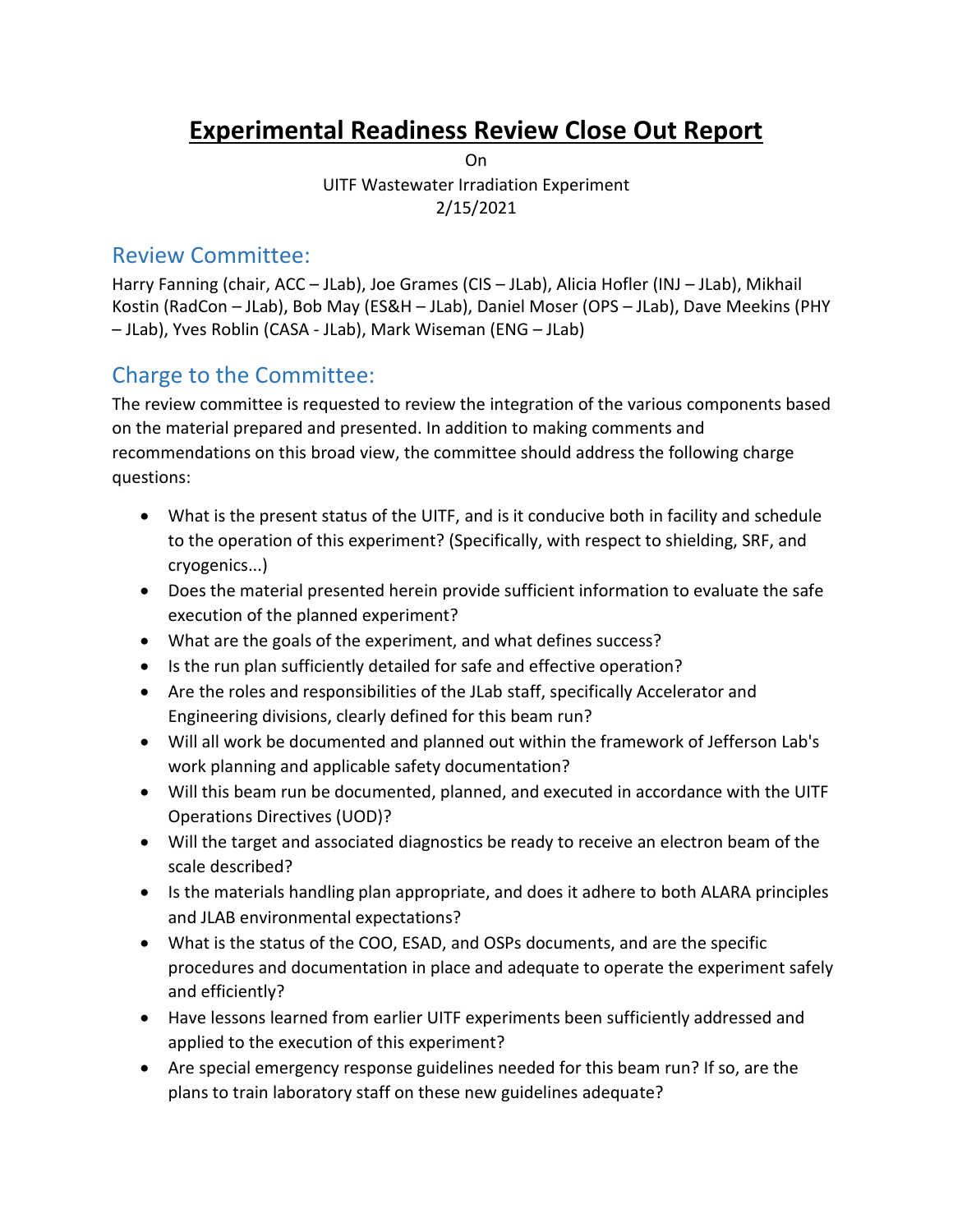# Experimental Readiness Review Close Out Report

On

UITF Wastewater Irradiation Experiment

2/15/2021

## Review Committee:

Harry Fanning (chair, ACC – JLab), Joe Grames (CIS – JLab), Alicia Hofler (INJ – JLab), Mikhail Kostin (RadCon – JLab), Bob May (ES&H – JLab), Daniel Moser (OPS – JLab), Dave Meekins (PHY – JLab), Yves Roblin (CASA - JLab), Mark Wiseman (ENG – JLab)

## Charge to the Committee:

The review committee is requested to review the integration of the various components based on the material prepared and presented. In addition to making comments and recommendations on this broad view, the committee should address the following charge questions:

- What is the present status of the UITF, and is it conducive both in facility and schedule to the operation of this experiment? (Specifically, with respect to shielding, SRF, and cryogenics...)
- Does the material presented herein provide sufficient information to evaluate the safe execution of the planned experiment?
- What are the goals of the experiment, and what defines success?
- Is the run plan sufficiently detailed for safe and effective operation?
- Are the roles and responsibilities of the JLab staff, specifically Accelerator and Engineering divisions, clearly defined for this beam run?
- Will all work be documented and planned out within the framework of Jefferson Lab's work planning and applicable safety documentation?
- Will this beam run be documented, planned, and executed in accordance with the UITF Operations Directives (UOD)?
- Will the target and associated diagnostics be ready to receive an electron beam of the scale described?
- Is the materials handling plan appropriate, and does it adhere to both ALARA principles and JLAB environmental expectations?
- What is the status of the COO, ESAD, and OSPs documents, and are the specific procedures and documentation in place and adequate to operate the experiment safely and efficiently?
- Have lessons learned from earlier UITF experiments been sufficiently addressed and applied to the execution of this experiment?
- Are special emergency response guidelines needed for this beam run? If so, are the plans to train laboratory staff on these new guidelines adequate?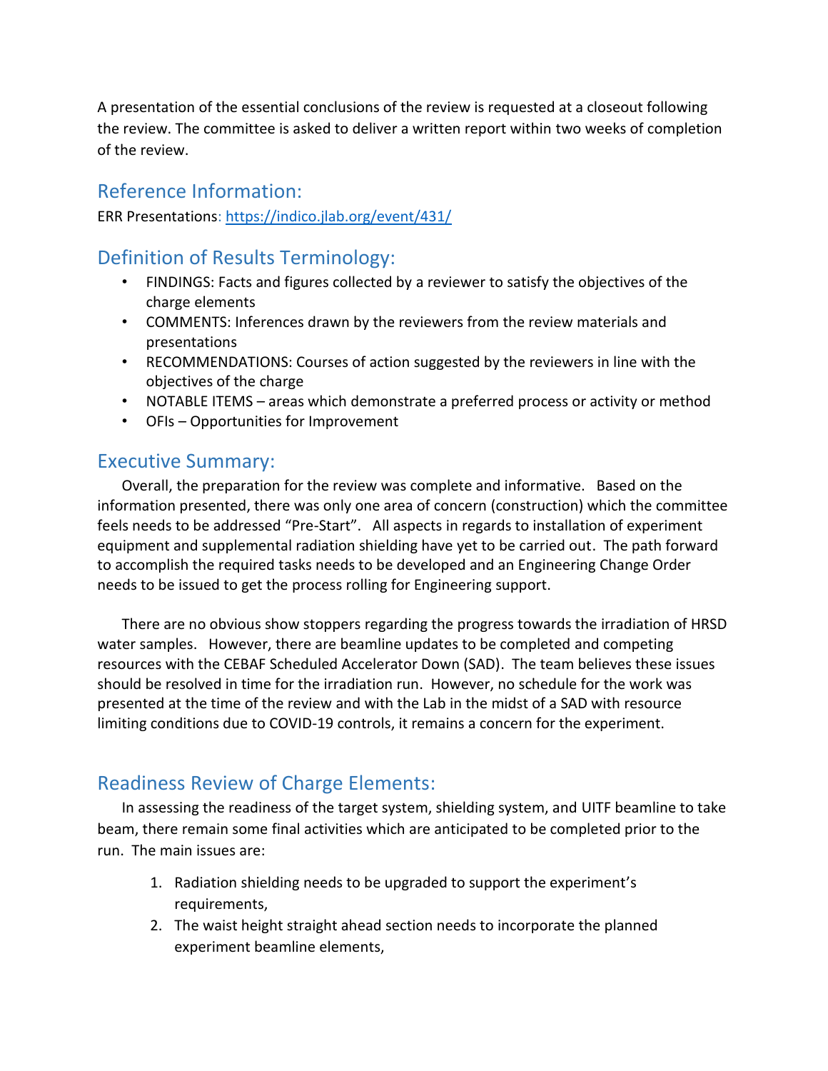A presentation of the essential conclusions of the review is requested at a closeout following the review. The committee is asked to deliver a written report within two weeks of completion of the review.

## Reference Information:

ERR Presentations: https://indico.jlab.org/event/431/

## Definition of Results Terminology:

- FINDINGS: Facts and figures collected by a reviewer to satisfy the objectives of the charge elements
- COMMENTS: Inferences drawn by the reviewers from the review materials and presentations
- RECOMMENDATIONS: Courses of action suggested by the reviewers in line with the objectives of the charge
- NOTABLE ITEMS – areas which demonstrate a preferred process or activity or method
- OFIs – Opportunities for Improvement

## Executive Summary:

Overall, the preparation for the review was complete and informative. Based on the information presented, there was only one area of concern (construction) which the committee feels needs to be addressed "Pre-Start". All aspects in regards to installation of experiment equipment and supplemental radiation shielding have yet to be carried out. The path forward to accomplish the required tasks needs to be developed and an Engineering Change Order needs to be issued to get the process rolling for Engineering support.

There are no obvious show stoppers regarding the progress towards the irradiation of HRSD water samples. However, there are beamline updates to be completed and competing resources with the CEBAF Scheduled Accelerator Down (SAD). The team believes these issues should be resolved in time for the irradiation run. However, no schedule for the work was presented at the time of the review and with the Lab in the midst of a SAD with resource limiting conditions due to COVID-19 controls, it remains a concern for the experiment.

## Readiness Review of Charge Elements:

In assessing the readiness of the target system, shielding system, and UITF beamline to take beam, there remain some final activities which are anticipated to be completed prior to the run. The main issues are:

1. Radiation shielding needs to be upgraded to support the experiment's requirements,
2. The waist height straight ahead section needs to incorporate the planned experiment beamline elements,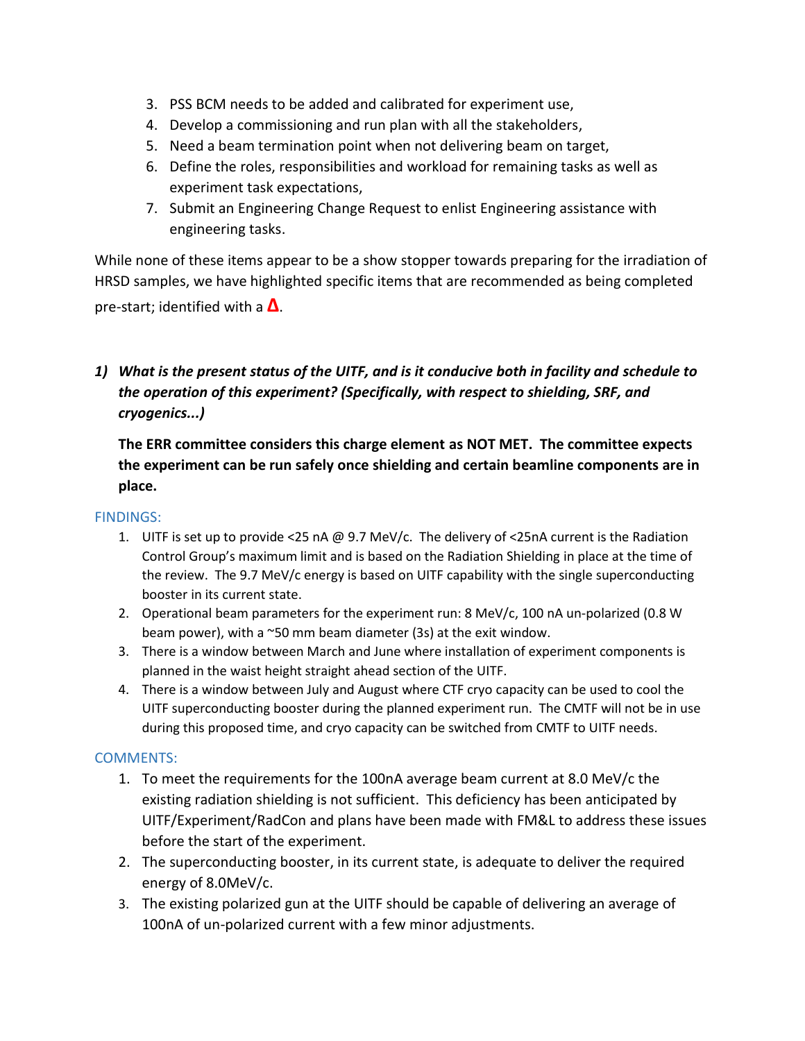3. PSS BCM needs to be added and calibrated for experiment use,
4. Develop a commissioning and run plan with all the stakeholders,
5. Need a beam termination point when not delivering beam on target,
6. Define the roles, responsibilities and workload for remaining tasks as well as experiment task expectations,
7. Submit an Engineering Change Request to enlist Engineering assistance with engineering tasks.

While none of these items appear to be a show stopper towards preparing for the irradiation of HRSD samples, we have highlighted specific items that are recommended as being completed pre-start; identified with a **Δ**.

***1) What is the present status of the UITF, and is it conducive both in facility and schedule to the operation of this experiment? (Specifically, with respect to shielding, SRF, and cryogenics...)***

**The ERR committee considers this charge element as NOT MET. The committee expects the experiment can be run safely once shielding and certain beamline components are in place.**

FINDINGS:

1. UITF is set up to provide <25 nA @ 9.7 MeV/c. The delivery of <25nA current is the Radiation Control Group's maximum limit and is based on the Radiation Shielding in place at the time of the review. The 9.7 MeV/c energy is based on UITF capability with the single superconducting booster in its current state.
2. Operational beam parameters for the experiment run: 8 MeV/c, 100 nA un-polarized (0.8 W beam power), with a ~50 mm beam diameter (3s) at the exit window.
3. There is a window between March and June where installation of experiment components is planned in the waist height straight ahead section of the UITF.
4. There is a window between July and August where CTF cryo capacity can be used to cool the UITF superconducting booster during the planned experiment run. The CMTF will not be in use during this proposed time, and cryo capacity can be switched from CMTF to UITF needs.

COMMENTS:

1. To meet the requirements for the 100nA average beam current at 8.0 MeV/c the existing radiation shielding is not sufficient. This deficiency has been anticipated by UITF/Experiment/RadCon and plans have been made with FM&L to address these issues before the start of the experiment.
2. The superconducting booster, in its current state, is adequate to deliver the required energy of 8.0MeV/c.
3. The existing polarized gun at the UITF should be capable of delivering an average of 100nA of un-polarized current with a few minor adjustments.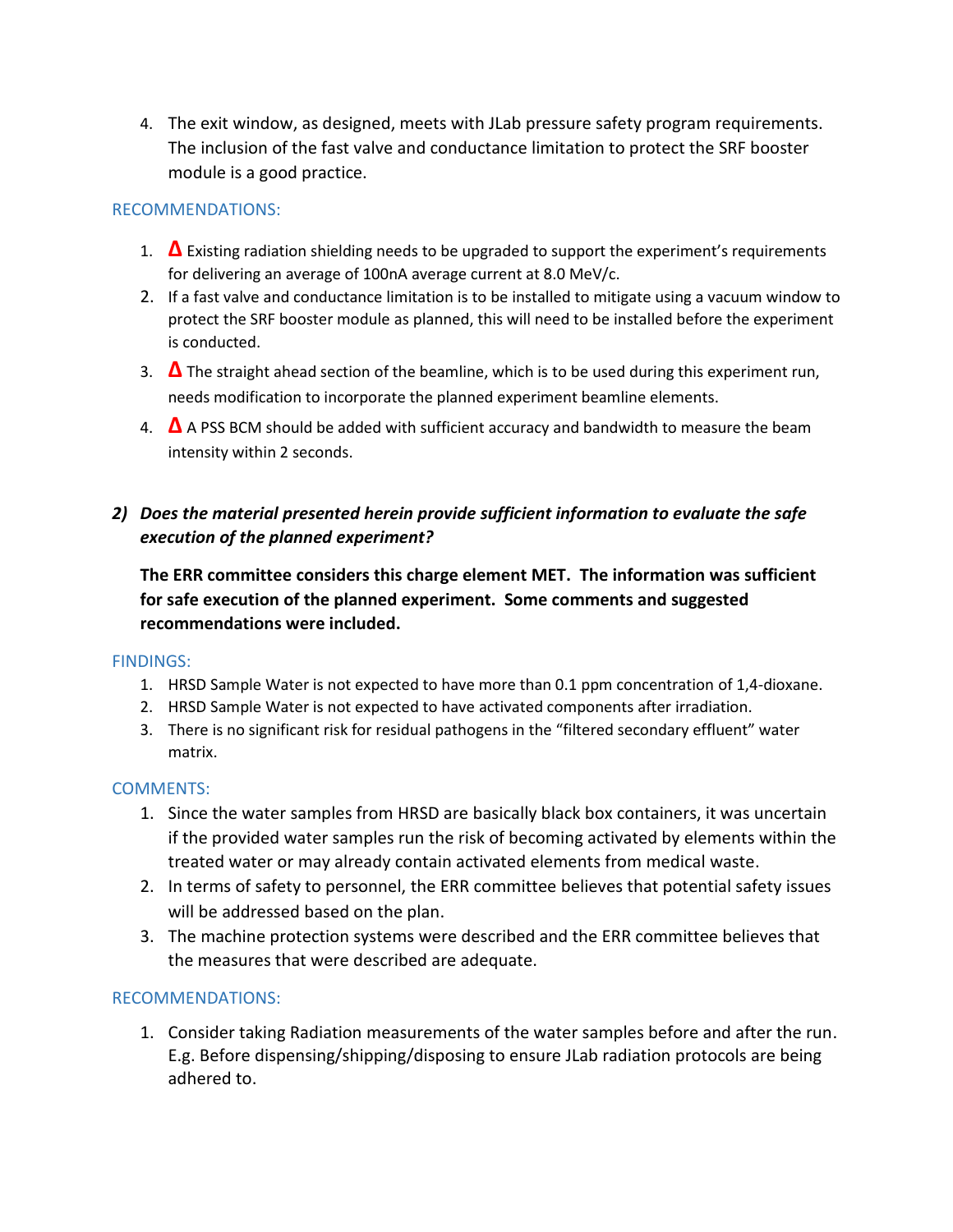4. The exit window, as designed, meets with JLab pressure safety program requirements. The inclusion of the fast valve and conductance limitation to protect the SRF booster module is a good practice.

RECOMMENDATIONS:

1. **Δ** Existing radiation shielding needs to be upgraded to support the experiment's requirements for delivering an average of 100nA average current at 8.0 MeV/c.
2. If a fast valve and conductance limitation is to be installed to mitigate using a vacuum window to protect the SRF booster module as planned, this will need to be installed before the experiment is conducted.
3. **Δ** The straight ahead section of the beamline, which is to be used during this experiment run, needs modification to incorporate the planned experiment beamline elements.
4. **Δ** A PSS BCM should be added with sufficient accuracy and bandwidth to measure the beam intensity within 2 seconds.

## 2) *Does the material presented herein provide sufficient information to evaluate the safe execution of the planned experiment?*

**The ERR committee considers this charge element MET. The information was sufficient for safe execution of the planned experiment. Some comments and suggested recommendations were included.**

FINDINGS:

1. HRSD Sample Water is not expected to have more than 0.1 ppm concentration of 1,4-dioxane.
2. HRSD Sample Water is not expected to have activated components after irradiation.
3. There is no significant risk for residual pathogens in the "filtered secondary effluent" water matrix.

COMMENTS:

1. Since the water samples from HRSD are basically black box containers, it was uncertain if the provided water samples run the risk of becoming activated by elements within the treated water or may already contain activated elements from medical waste.
2. In terms of safety to personnel, the ERR committee believes that potential safety issues will be addressed based on the plan.
3. The machine protection systems were described and the ERR committee believes that the measures that were described are adequate.

RECOMMENDATIONS:

1. Consider taking Radiation measurements of the water samples before and after the run. E.g. Before dispensing/shipping/disposing to ensure JLab radiation protocols are being adhered to.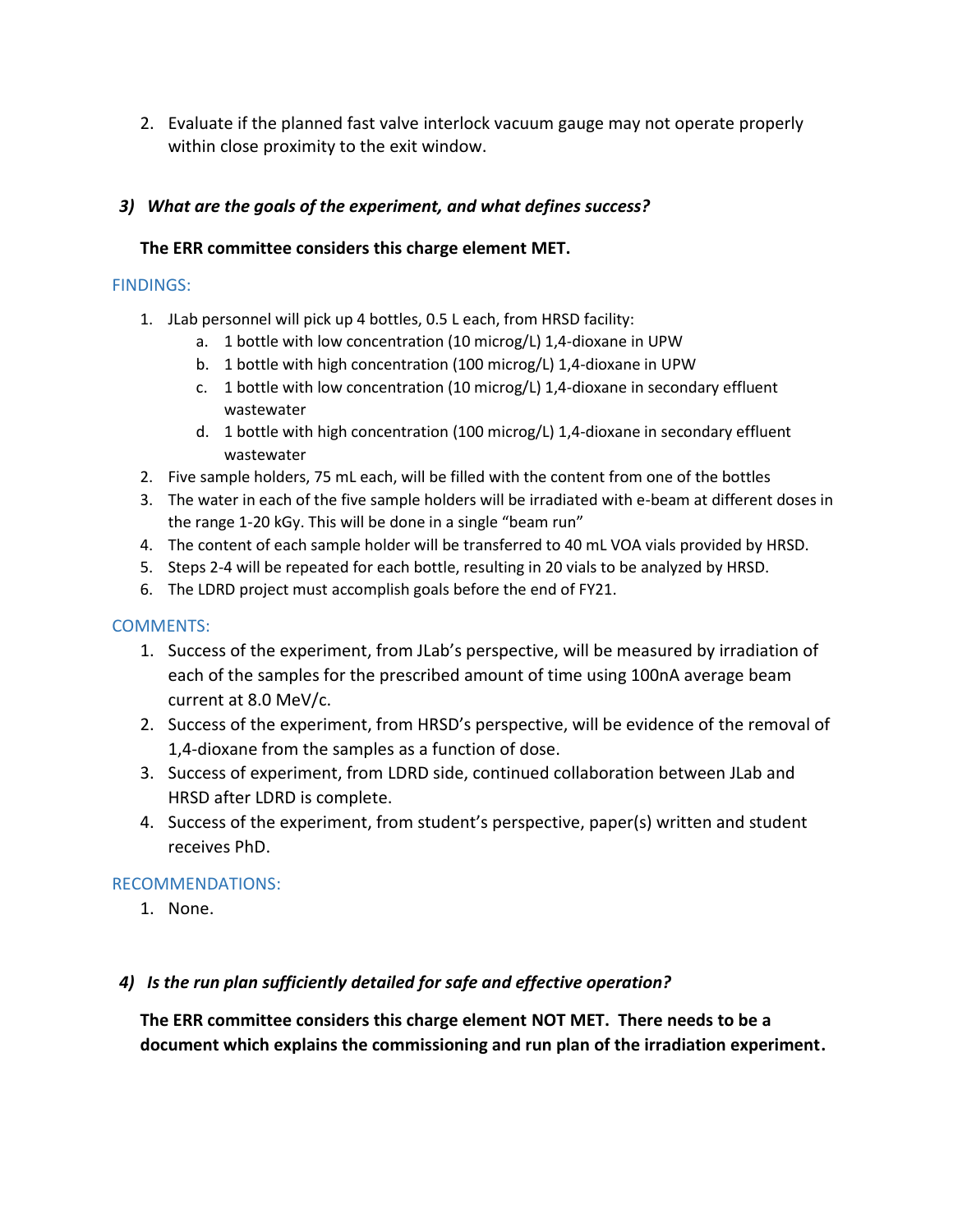2. Evaluate if the planned fast valve interlock vacuum gauge may not operate properly within close proximity to the exit window.

### *3) What are the goals of the experiment, and what defines success?*

**The ERR committee considers this charge element MET.**

FINDINGS:

1. JLab personnel will pick up 4 bottles, 0.5 L each, from HRSD facility:
   a. 1 bottle with low concentration (10 microg/L) 1,4-dioxane in UPW
   b. 1 bottle with high concentration (100 microg/L) 1,4-dioxane in UPW
   c. 1 bottle with low concentration (10 microg/L) 1,4-dioxane in secondary effluent wastewater
   d. 1 bottle with high concentration (100 microg/L) 1,4-dioxane in secondary effluent wastewater
2. Five sample holders, 75 mL each, will be filled with the content from one of the bottles
3. The water in each of the five sample holders will be irradiated with e-beam at different doses in the range 1-20 kGy. This will be done in a single "beam run"
4. The content of each sample holder will be transferred to 40 mL VOA vials provided by HRSD.
5. Steps 2-4 will be repeated for each bottle, resulting in 20 vials to be analyzed by HRSD.
6. The LDRD project must accomplish goals before the end of FY21.

COMMENTS:

1. Success of the experiment, from JLab's perspective, will be measured by irradiation of each of the samples for the prescribed amount of time using 100nA average beam current at 8.0 MeV/c.
2. Success of the experiment, from HRSD's perspective, will be evidence of the removal of 1,4-dioxane from the samples as a function of dose.
3. Success of experiment, from LDRD side, continued collaboration between JLab and HRSD after LDRD is complete.
4. Success of the experiment, from student's perspective, paper(s) written and student receives PhD.

RECOMMENDATIONS:

1. None.

### *4) Is the run plan sufficiently detailed for safe and effective operation?*

**The ERR committee considers this charge element NOT MET. There needs to be a document which explains the commissioning and run plan of the irradiation experiment.**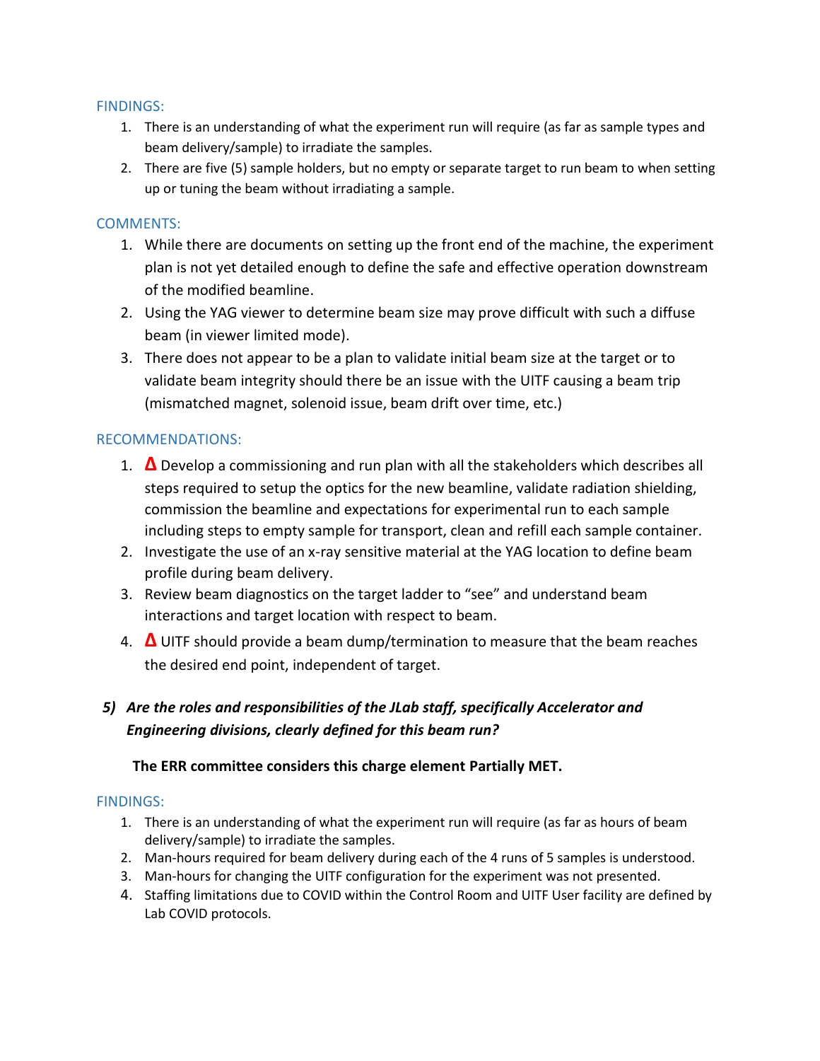FINDINGS:

1. There is an understanding of what the experiment run will require (as far as sample types and beam delivery/sample) to irradiate the samples.
2. There are five (5) sample holders, but no empty or separate target to run beam to when setting up or tuning the beam without irradiating a sample.

COMMENTS:

1. While there are documents on setting up the front end of the machine, the experiment plan is not yet detailed enough to define the safe and effective operation downstream of the modified beamline.
2. Using the YAG viewer to determine beam size may prove difficult with such a diffuse beam (in viewer limited mode).
3. There does not appear to be a plan to validate initial beam size at the target or to validate beam integrity should there be an issue with the UITF causing a beam trip (mismatched magnet, solenoid issue, beam drift over time, etc.)

RECOMMENDATIONS:

1. **Δ** Develop a commissioning and run plan with all the stakeholders which describes all steps required to setup the optics for the new beamline, validate radiation shielding, commission the beamline and expectations for experimental run to each sample including steps to empty sample for transport, clean and refill each sample container.
2. Investigate the use of an x-ray sensitive material at the YAG location to define beam profile during beam delivery.
3. Review beam diagnostics on the target ladder to "see" and understand beam interactions and target location with respect to beam.
4. **Δ** UITF should provide a beam dump/termination to measure that the beam reaches the desired end point, independent of target.

### *5) Are the roles and responsibilities of the JLab staff, specifically Accelerator and Engineering divisions, clearly defined for this beam run?*

**The ERR committee considers this charge element Partially MET.**

FINDINGS:

1. There is an understanding of what the experiment run will require (as far as hours of beam delivery/sample) to irradiate the samples.
2. Man-hours required for beam delivery during each of the 4 runs of 5 samples is understood.
3. Man-hours for changing the UITF configuration for the experiment was not presented.
4. Staffing limitations due to COVID within the Control Room and UITF User facility are defined by Lab COVID protocols.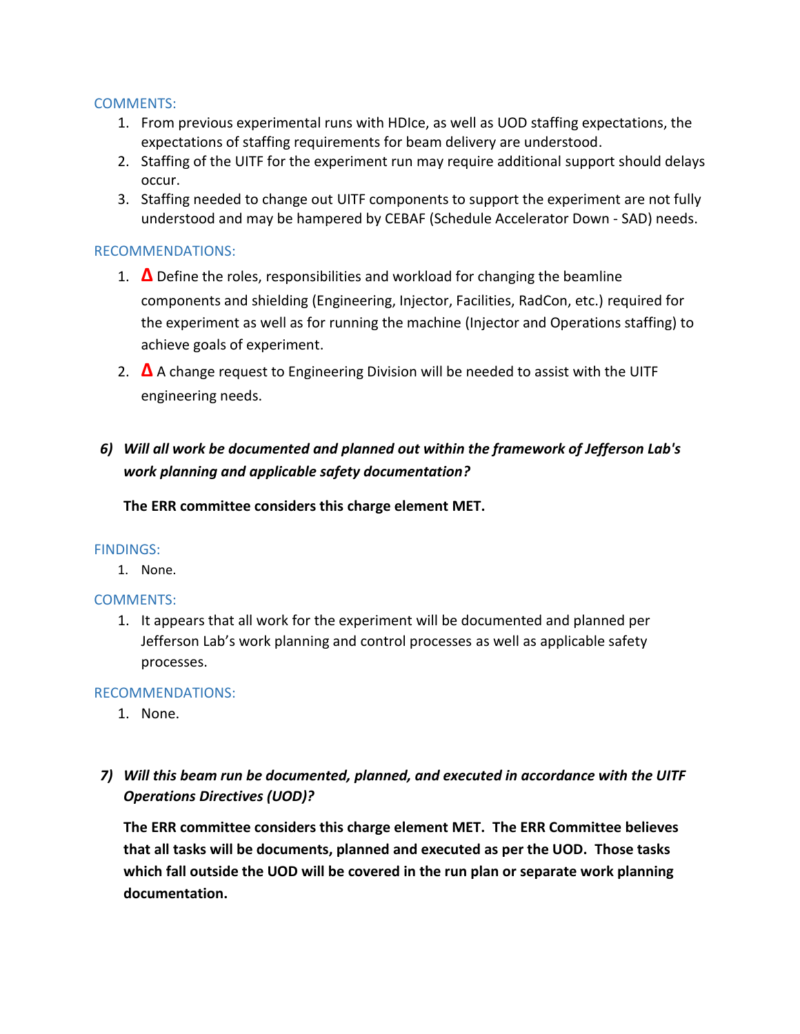COMMENTS:

1. From previous experimental runs with HDIce, as well as UOD staffing expectations, the expectations of staffing requirements for beam delivery are understood.
2. Staffing of the UITF for the experiment run may require additional support should delays occur.
3. Staffing needed to change out UITF components to support the experiment are not fully understood and may be hampered by CEBAF (Schedule Accelerator Down - SAD) needs.

RECOMMENDATIONS:

1. **Δ** Define the roles, responsibilities and workload for changing the beamline components and shielding (Engineering, Injector, Facilities, RadCon, etc.) required for the experiment as well as for running the machine (Injector and Operations staffing) to achieve goals of experiment.
2. **Δ** A change request to Engineering Division will be needed to assist with the UITF engineering needs.

***6) Will all work be documented and planned out within the framework of Jefferson Lab's work planning and applicable safety documentation?***

**The ERR committee considers this charge element MET.**

FINDINGS:

1. None.

COMMENTS:

1. It appears that all work for the experiment will be documented and planned per Jefferson Lab's work planning and control processes as well as applicable safety processes.

RECOMMENDATIONS:

1. None.

***7) Will this beam run be documented, planned, and executed in accordance with the UITF Operations Directives (UOD)?***

**The ERR committee considers this charge element MET. The ERR Committee believes that all tasks will be documents, planned and executed as per the UOD. Those tasks which fall outside the UOD will be covered in the run plan or separate work planning documentation.**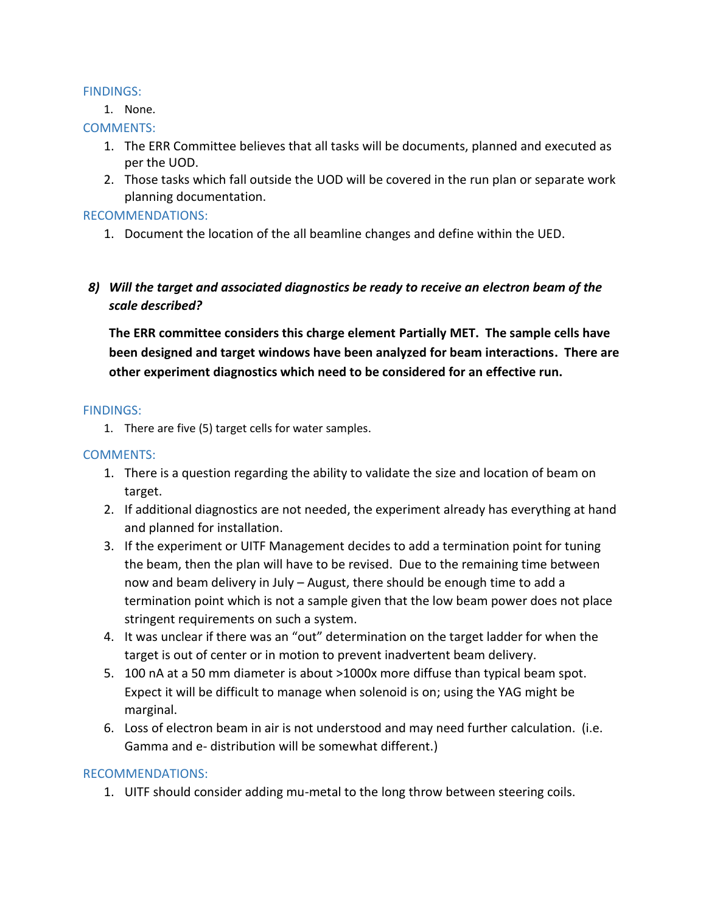FINDINGS:

1. None.

COMMENTS:

1. The ERR Committee believes that all tasks will be documents, planned and executed as per the UOD.
2. Those tasks which fall outside the UOD will be covered in the run plan or separate work planning documentation.

RECOMMENDATIONS:

1. Document the location of the all beamline changes and define within the UED.

### *8) Will the target and associated diagnostics be ready to receive an electron beam of the scale described?*

**The ERR committee considers this charge element Partially MET. The sample cells have been designed and target windows have been analyzed for beam interactions. There are other experiment diagnostics which need to be considered for an effective run.**

FINDINGS:

1. There are five (5) target cells for water samples.

COMMENTS:

1. There is a question regarding the ability to validate the size and location of beam on target.
2. If additional diagnostics are not needed, the experiment already has everything at hand and planned for installation.
3. If the experiment or UITF Management decides to add a termination point for tuning the beam, then the plan will have to be revised. Due to the remaining time between now and beam delivery in July – August, there should be enough time to add a termination point which is not a sample given that the low beam power does not place stringent requirements on such a system.
4. It was unclear if there was an "out" determination on the target ladder for when the target is out of center or in motion to prevent inadvertent beam delivery.
5. 100 nA at a 50 mm diameter is about >1000x more diffuse than typical beam spot. Expect it will be difficult to manage when solenoid is on; using the YAG might be marginal.
6. Loss of electron beam in air is not understood and may need further calculation. (i.e. Gamma and e- distribution will be somewhat different.)

RECOMMENDATIONS:

1. UITF should consider adding mu-metal to the long throw between steering coils.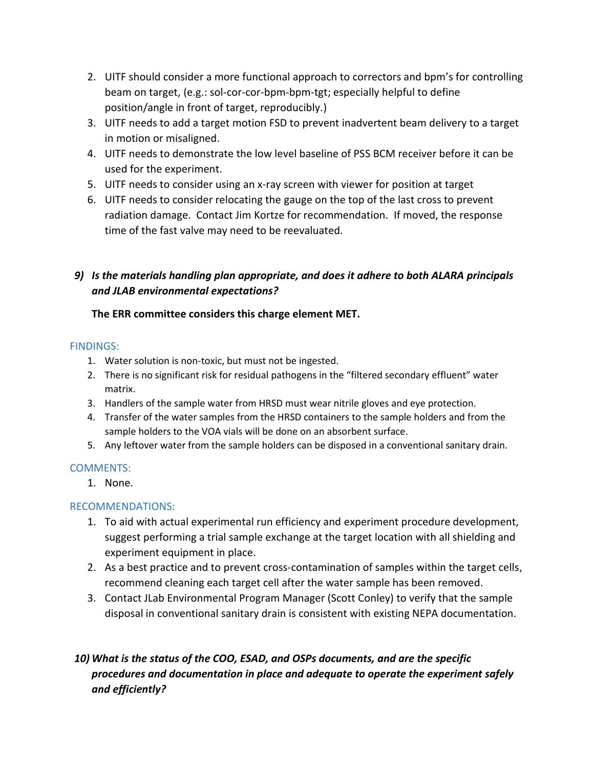2. UITF should consider a more functional approach to correctors and bpm's for controlling beam on target, (e.g.: sol-cor-cor-bpm-bpm-tgt; especially helpful to define position/angle in front of target, reproducibly.)
3. UITF needs to add a target motion FSD to prevent inadvertent beam delivery to a target in motion or misaligned.
4. UITF needs to demonstrate the low level baseline of PSS BCM receiver before it can be used for the experiment.
5. UITF needs to consider using an x-ray screen with viewer for position at target
6. UITF needs to consider relocating the gauge on the top of the last cross to prevent radiation damage. Contact Jim Kortze for recommendation. If moved, the response time of the fast valve may need to be reevaluated.

### *9) Is the materials handling plan appropriate, and does it adhere to both ALARA principals and JLAB environmental expectations?*

**The ERR committee considers this charge element MET.**

FINDINGS:

1. Water solution is non-toxic, but must not be ingested.
2. There is no significant risk for residual pathogens in the "filtered secondary effluent" water matrix.
3. Handlers of the sample water from HRSD must wear nitrile gloves and eye protection.
4. Transfer of the water samples from the HRSD containers to the sample holders and from the sample holders to the VOA vials will be done on an absorbent surface.
5. Any leftover water from the sample holders can be disposed in a conventional sanitary drain.

COMMENTS:

1. None.

RECOMMENDATIONS:

1. To aid with actual experimental run efficiency and experiment procedure development, suggest performing a trial sample exchange at the target location with all shielding and experiment equipment in place.
2. As a best practice and to prevent cross-contamination of samples within the target cells, recommend cleaning each target cell after the water sample has been removed.
3. Contact JLab Environmental Program Manager (Scott Conley) to verify that the sample disposal in conventional sanitary drain is consistent with existing NEPA documentation.

### *10) What is the status of the COO, ESAD, and OSPs documents, and are the specific procedures and documentation in place and adequate to operate the experiment safely and efficiently?*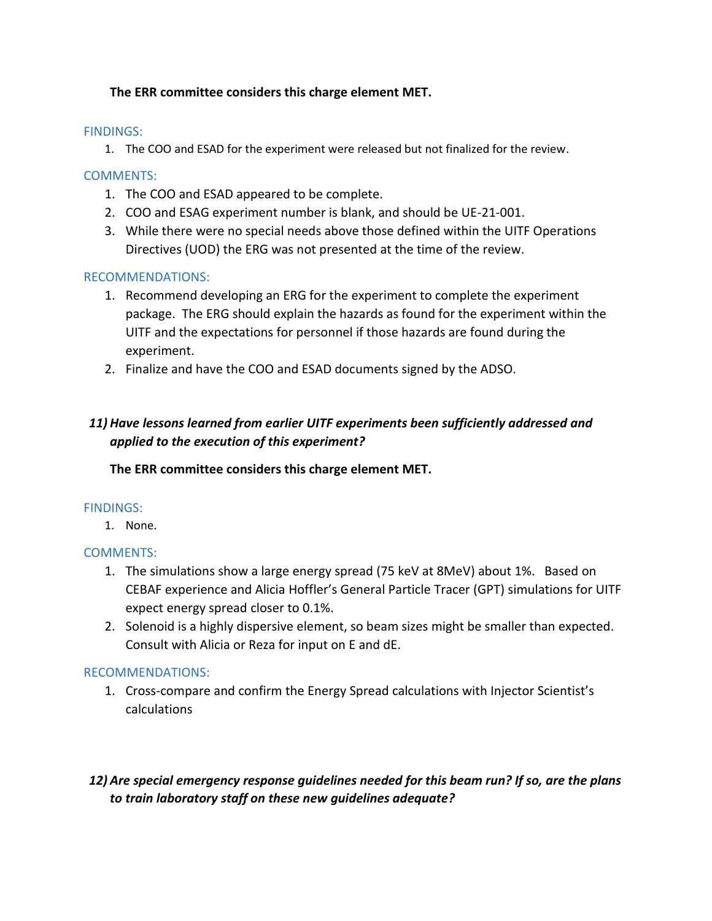**The ERR committee considers this charge element MET.**

FINDINGS:

1. The COO and ESAD for the experiment were released but not finalized for the review.

COMMENTS:

1. The COO and ESAD appeared to be complete.
2. COO and ESAG experiment number is blank, and should be UE-21-001.
3. While there were no special needs above those defined within the UITF Operations Directives (UOD) the ERG was not presented at the time of the review.

RECOMMENDATIONS:

1. Recommend developing an ERG for the experiment to complete the experiment package. The ERG should explain the hazards as found for the experiment within the UITF and the expectations for personnel if those hazards are found during the experiment.
2. Finalize and have the COO and ESAD documents signed by the ADSO.

***11) Have lessons learned from earlier UITF experiments been sufficiently addressed and applied to the execution of this experiment?***

**The ERR committee considers this charge element MET.**

FINDINGS:

1. None.

COMMENTS:

1. The simulations show a large energy spread (75 keV at 8MeV) about 1%. Based on CEBAF experience and Alicia Hoffler's General Particle Tracer (GPT) simulations for UITF expect energy spread closer to 0.1%.
2. Solenoid is a highly dispersive element, so beam sizes might be smaller than expected. Consult with Alicia or Reza for input on E and dE.

RECOMMENDATIONS:

1. Cross-compare and confirm the Energy Spread calculations with Injector Scientist's calculations

***12) Are special emergency response guidelines needed for this beam run? If so, are the plans to train laboratory staff on these new guidelines adequate?***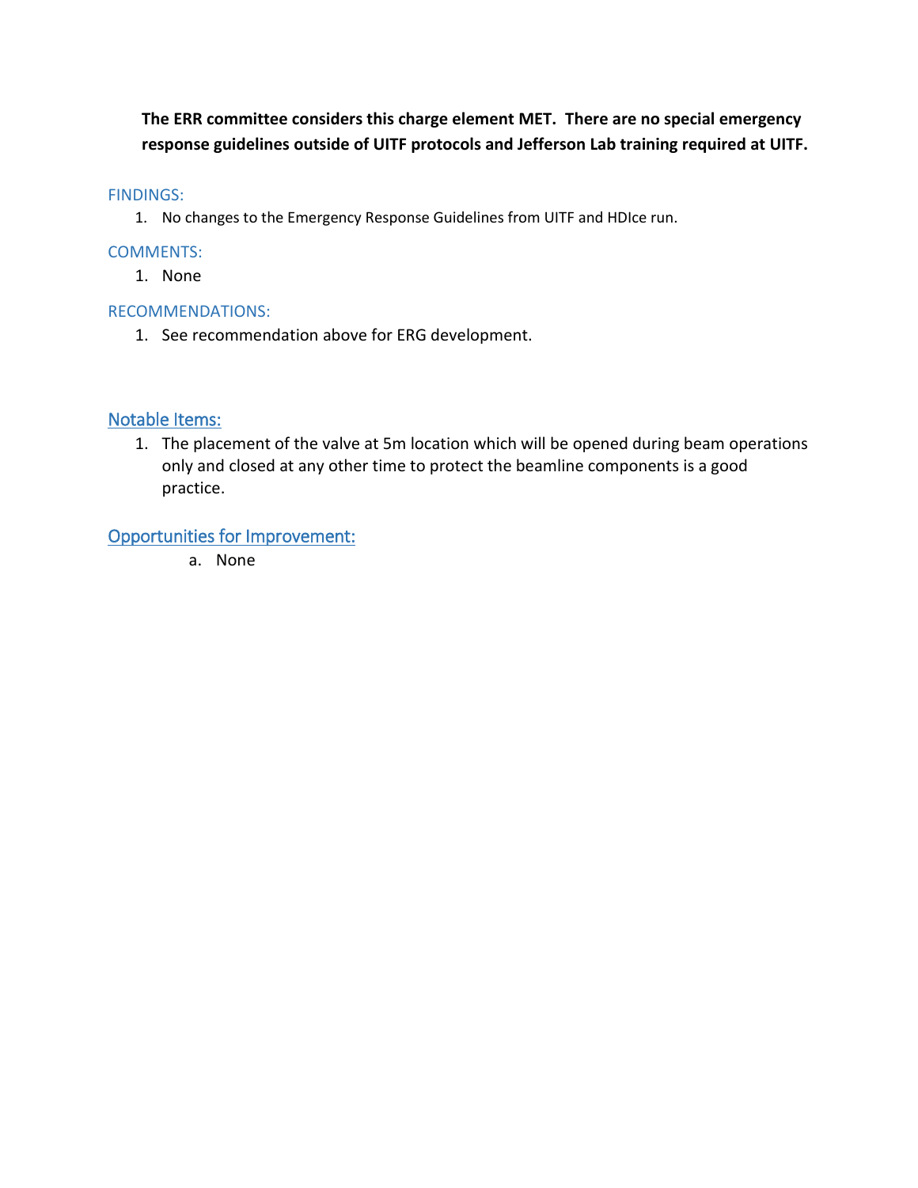**The ERR committee considers this charge element MET. There are no special emergency response guidelines outside of UITF protocols and Jefferson Lab training required at UITF.**

FINDINGS:

1. No changes to the Emergency Response Guidelines from UITF and HDIce run.

COMMENTS:

1. None

RECOMMENDATIONS:

1. See recommendation above for ERG development.

## Notable Items:

1. The placement of the valve at 5m location which will be opened during beam operations only and closed at any other time to protect the beamline components is a good practice.

## Opportunities for Improvement:

a. None